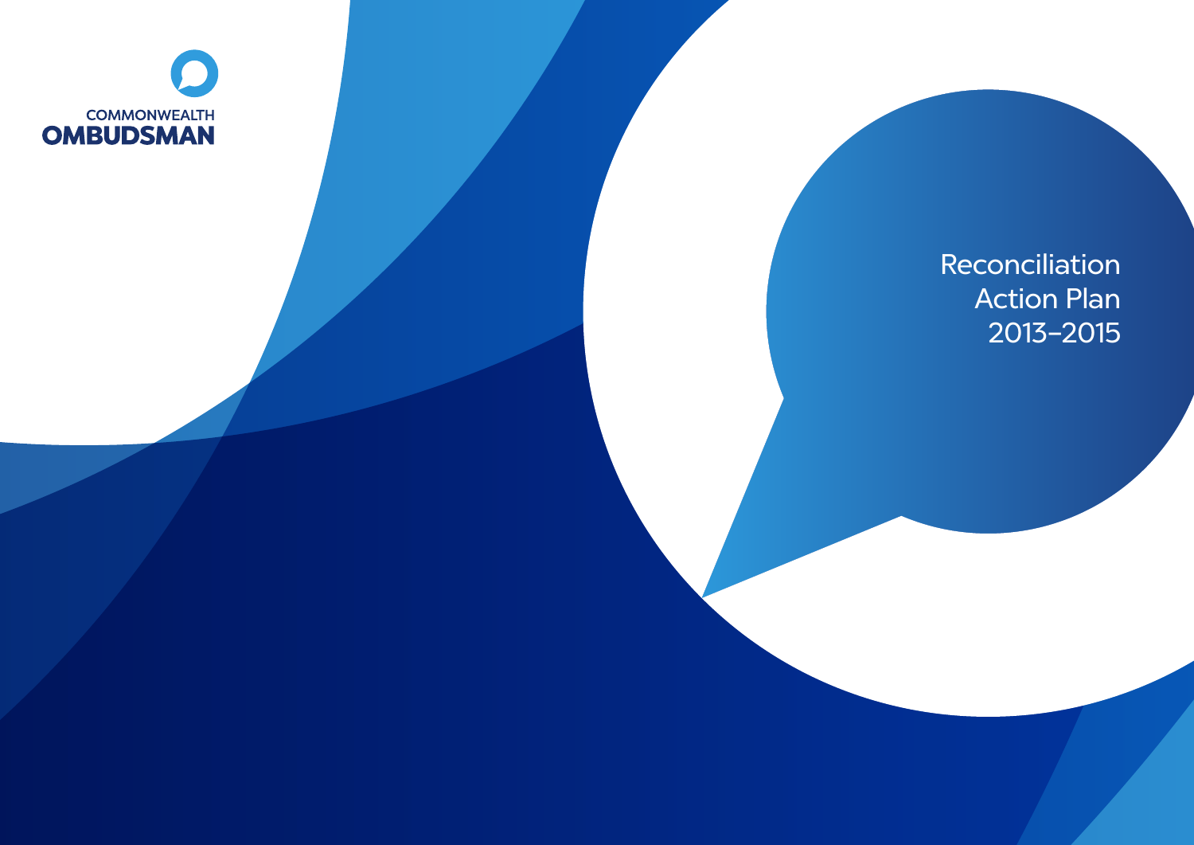COMMONWEALTH
OMBUDSMAN

# Reconciliation Action Plan 2013–2015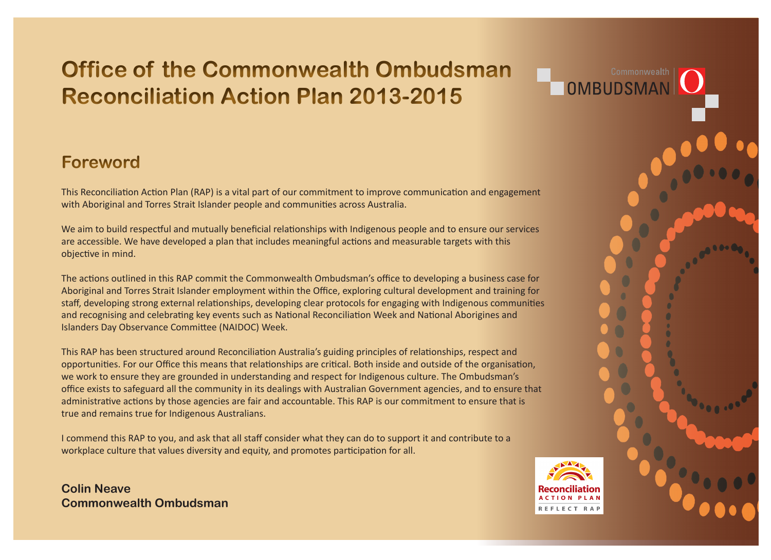# Office of the Commonwealth Ombudsman Reconciliation Action Plan 2013-2015

## Foreword

This Reconciliation Action Plan (RAP) is a vital part of our commitment to improve communication and engagement with Aboriginal and Torres Strait Islander people and communities across Australia.

We aim to build respectful and mutually beneficial relationships with Indigenous people and to ensure our services are accessible. We have developed a plan that includes meaningful actions and measurable targets with this objective in mind.

The actions outlined in this RAP commit the Commonwealth Ombudsman's office to developing a business case for Aboriginal and Torres Strait Islander employment within the Office, exploring cultural development and training for staff, developing strong external relationships, developing clear protocols for engaging with Indigenous communities and recognising and celebrating key events such as National Reconciliation Week and National Aborigines and Islanders Day Observance Committee (NAIDOC) Week.

This RAP has been structured around Reconciliation Australia's guiding principles of relationships, respect and opportunities. For our Office this means that relationships are critical. Both inside and outside of the organisation, we work to ensure they are grounded in understanding and respect for Indigenous culture. The Ombudsman's office exists to safeguard all the community in its dealings with Australian Government agencies, and to ensure that administrative actions by those agencies are fair and accountable. This RAP is our commitment to ensure that is true and remains true for Indigenous Australians.

I commend this RAP to you, and ask that all staff consider what they can do to support it and contribute to a workplace culture that values diversity and equity, and promotes participation for all.

**Colin Neave**
**Commonwealth Ombudsman**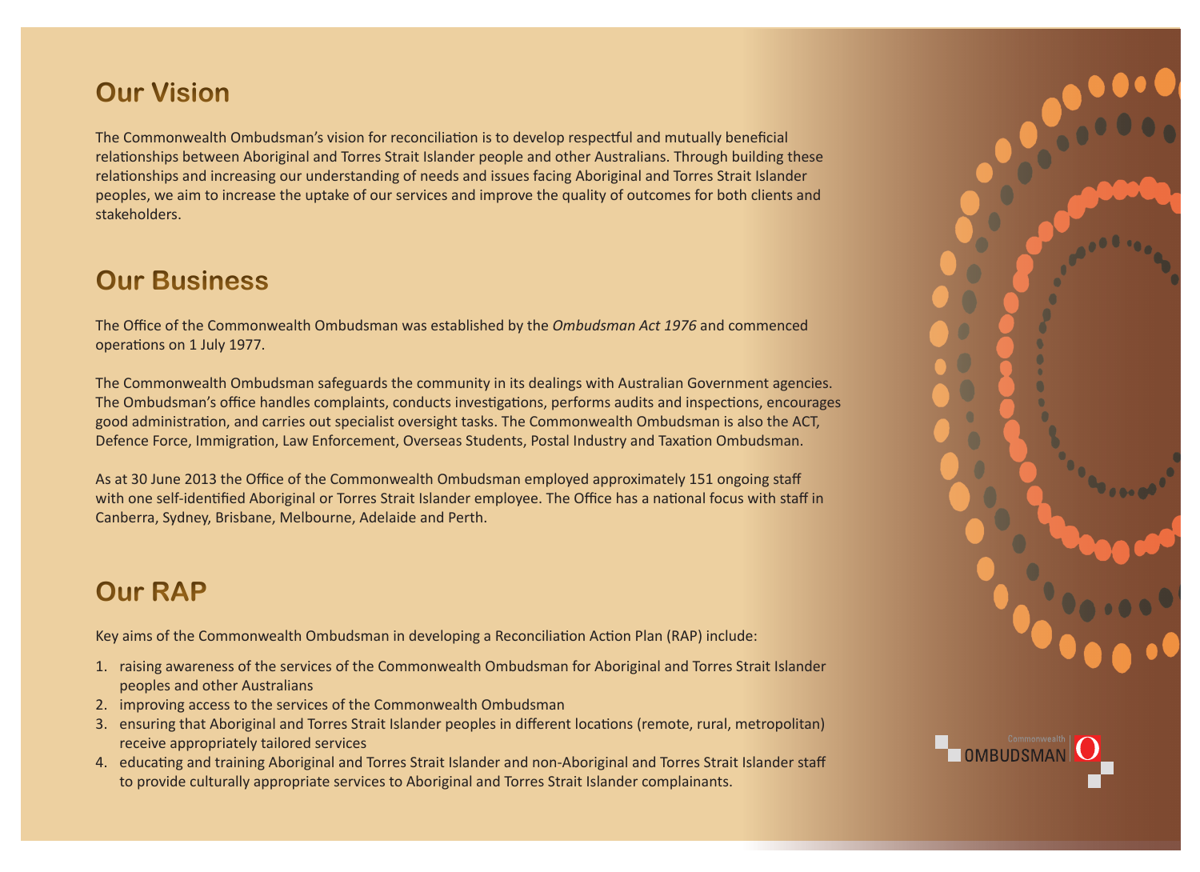## Our Vision

The Commonwealth Ombudsman's vision for reconciliation is to develop respectful and mutually beneficial relationships between Aboriginal and Torres Strait Islander people and other Australians. Through building these relationships and increasing our understanding of needs and issues facing Aboriginal and Torres Strait Islander peoples, we aim to increase the uptake of our services and improve the quality of outcomes for both clients and stakeholders.

## Our Business

The Office of the Commonwealth Ombudsman was established by the *Ombudsman Act 1976* and commenced operations on 1 July 1977.

The Commonwealth Ombudsman safeguards the community in its dealings with Australian Government agencies. The Ombudsman's office handles complaints, conducts investigations, performs audits and inspections, encourages good administration, and carries out specialist oversight tasks. The Commonwealth Ombudsman is also the ACT, Defence Force, Immigration, Law Enforcement, Overseas Students, Postal Industry and Taxation Ombudsman.

As at 30 June 2013 the Office of the Commonwealth Ombudsman employed approximately 151 ongoing staff with one self-identified Aboriginal or Torres Strait Islander employee. The Office has a national focus with staff in Canberra, Sydney, Brisbane, Melbourne, Adelaide and Perth.

## Our RAP

Key aims of the Commonwealth Ombudsman in developing a Reconciliation Action Plan (RAP) include:

1. raising awareness of the services of the Commonwealth Ombudsman for Aboriginal and Torres Strait Islander peoples and other Australians
2. improving access to the services of the Commonwealth Ombudsman
3. ensuring that Aboriginal and Torres Strait Islander peoples in different locations (remote, rural, metropolitan) receive appropriately tailored services
4. educating and training Aboriginal and Torres Strait Islander and non-Aboriginal and Torres Strait Islander staff to provide culturally appropriate services to Aboriginal and Torres Strait Islander complainants.

Commonwealth OMBUDSMAN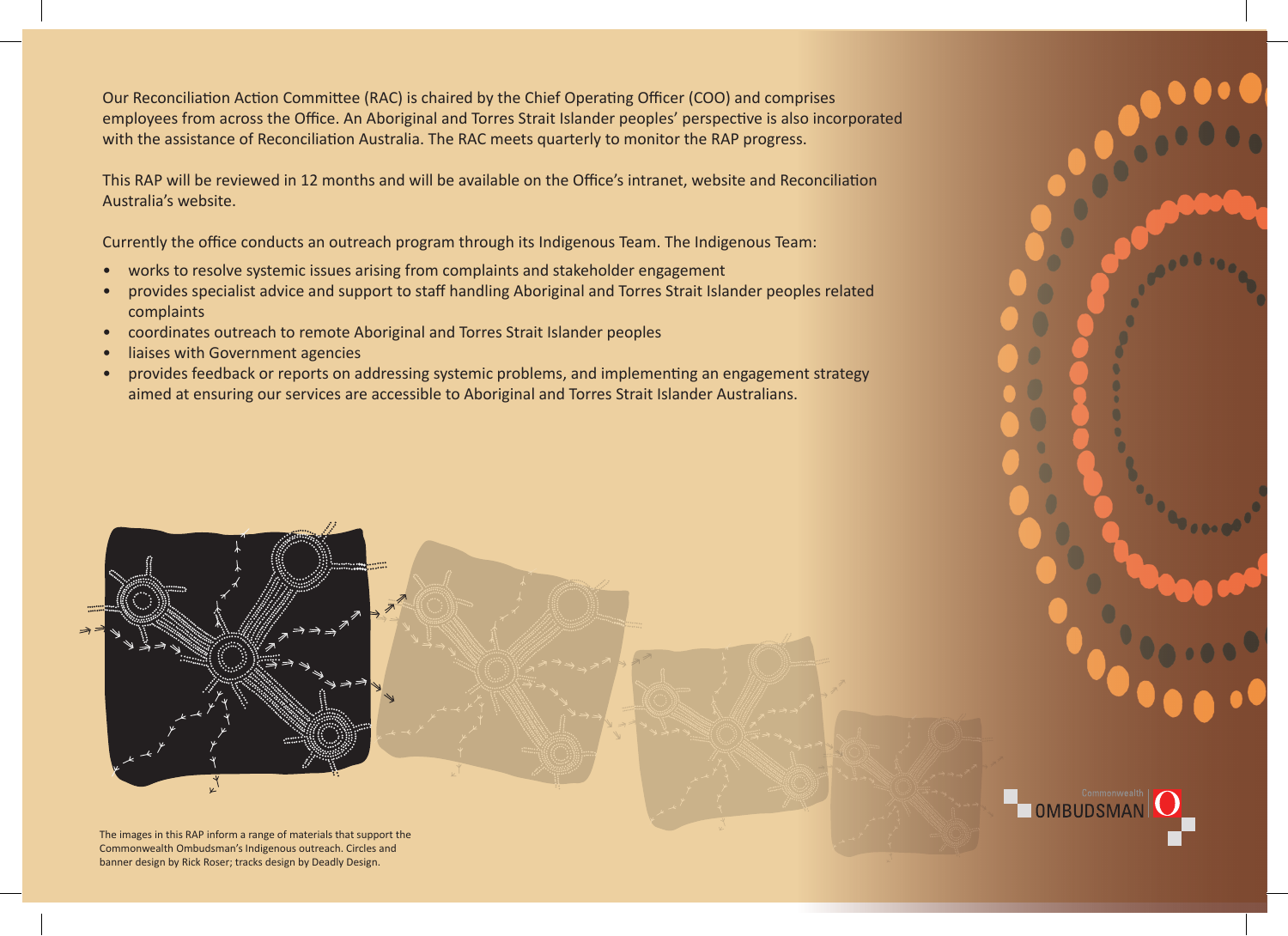Our Reconciliation Action Committee (RAC) is chaired by the Chief Operating Officer (COO) and comprises employees from across the Office. An Aboriginal and Torres Strait Islander peoples' perspective is also incorporated with the assistance of Reconciliation Australia. The RAC meets quarterly to monitor the RAP progress.

This RAP will be reviewed in 12 months and will be available on the Office's intranet, website and Reconciliation Australia's website.

Currently the office conducts an outreach program through its Indigenous Team. The Indigenous Team:

- works to resolve systemic issues arising from complaints and stakeholder engagement
- provides specialist advice and support to staff handling Aboriginal and Torres Strait Islander peoples related complaints
- coordinates outreach to remote Aboriginal and Torres Strait Islander peoples
- liaises with Government agencies
- provides feedback or reports on addressing systemic problems, and implementing an engagement strategy aimed at ensuring our services are accessible to Aboriginal and Torres Strait Islander Australians.

The images in this RAP inform a range of materials that support the Commonwealth Ombudsman's Indigenous outreach. Circles and banner design by Rick Roser; tracks design by Deadly Design.

Commonwealth OMBUDSMAN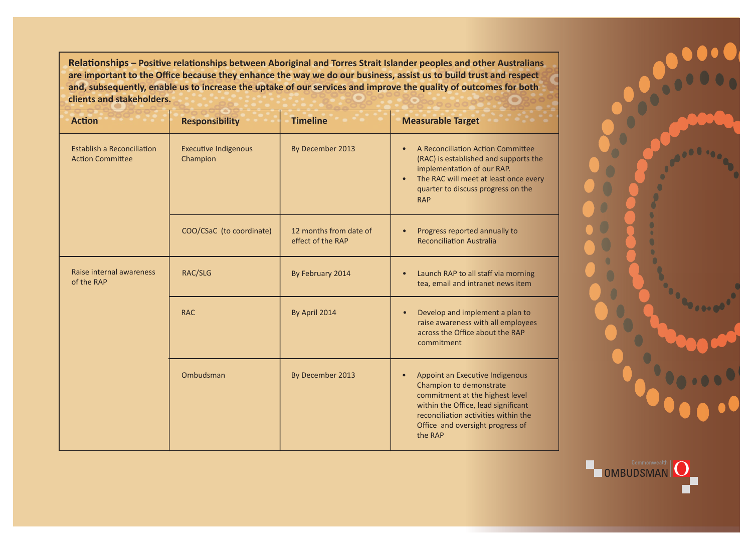**Relationships – Positive relationships between Aboriginal and Torres Strait Islander peoples and other Australians are important to the Office because they enhance the way we do our business, assist us to build trust and respect and, subsequently, enable us to increase the uptake of our services and improve the quality of outcomes for both clients and stakeholders.**

| Action | Responsibility | Timeline | Measurable Target |
|---|---|---|---|
| Establish a Reconciliation Action Committee | Executive Indigenous Champion | By December 2013 | • A Reconciliation Action Committee (RAC) is established and supports the implementation of our RAP.<br>• The RAC will meet at least once every quarter to discuss progress on the RAP |
| | COO/CSaC (to coordinate) | 12 months from date of effect of the RAP | • Progress reported annually to Reconciliation Australia |
| Raise internal awareness of the RAP | RAC/SLG | By February 2014 | • Launch RAP to all staff via morning tea, email and intranet news item |
| | RAC | By April 2014 | • Develop and implement a plan to raise awareness with all employees across the Office about the RAP commitment |
| | Ombudsman | By December 2013 | • Appoint an Executive Indigenous Champion to demonstrate commitment at the highest level within the Office, lead significant reconciliation activities within the Office and oversight progress of the RAP |

Commonwealth OMBUDSMAN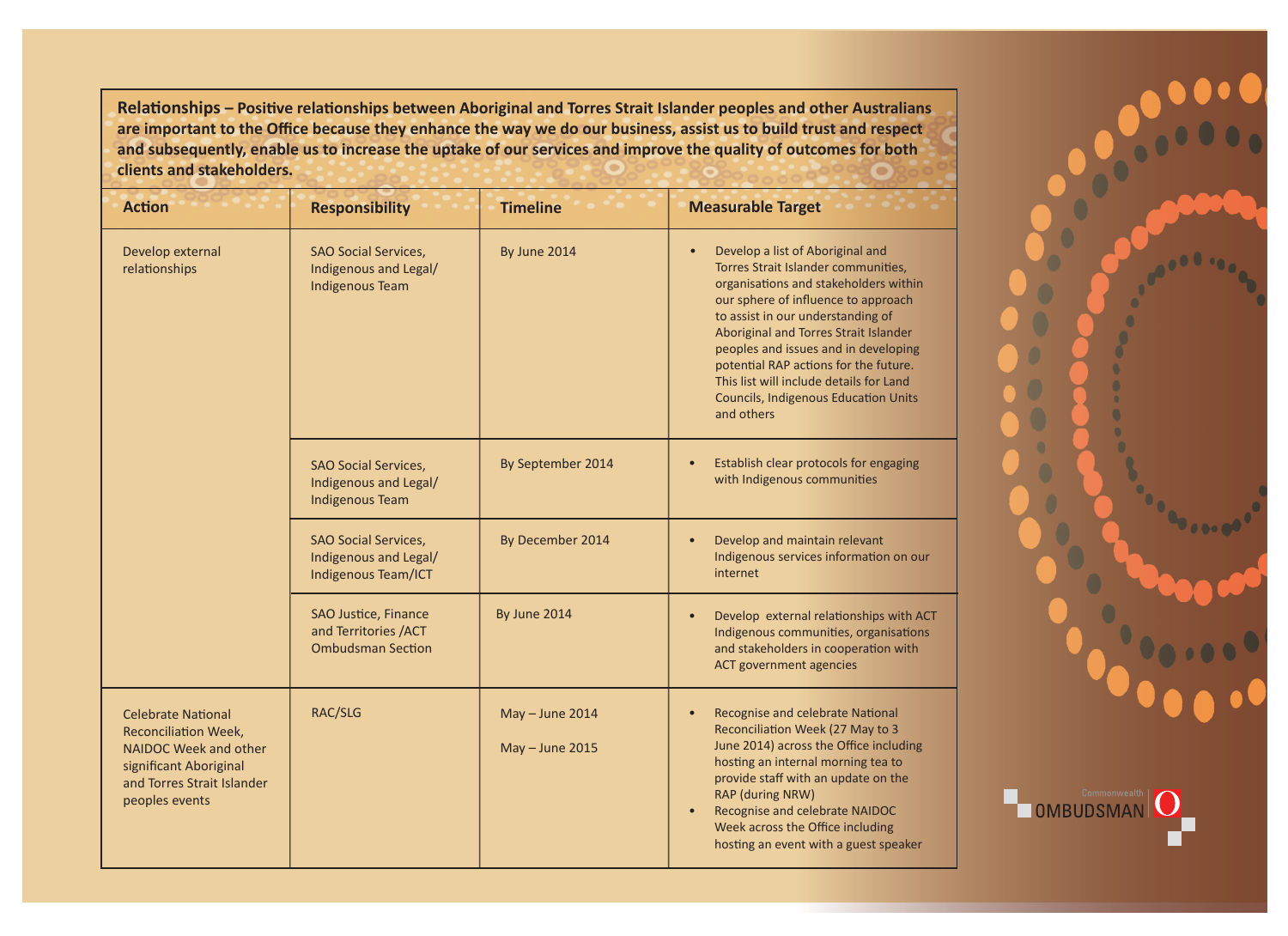**Relationships – Positive relationships between Aboriginal and Torres Strait Islander peoples and other Australians are important to the Office because they enhance the way we do our business, assist us to build trust and respect and subsequently, enable us to increase the uptake of our services and improve the quality of outcomes for both clients and stakeholders.**

| Action | Responsibility | Timeline | Measurable Target |
|---|---|---|---|
| Develop external relationships | SAO Social Services, Indigenous and Legal/ Indigenous Team | By June 2014 | • Develop a list of Aboriginal and Torres Strait Islander communities, organisations and stakeholders within our sphere of influence to approach to assist in our understanding of Aboriginal and Torres Strait Islander peoples and issues and in developing potential RAP actions for the future. This list will include details for Land Councils, Indigenous Education Units and others |
| | SAO Social Services, Indigenous and Legal/ Indigenous Team | By September 2014 | • Establish clear protocols for engaging with Indigenous communities |
| | SAO Social Services, Indigenous and Legal/ Indigenous Team/ICT | By December 2014 | • Develop and maintain relevant Indigenous services information on our internet |
| | SAO Justice, Finance and Territories /ACT Ombudsman Section | By June 2014 | • Develop external relationships with ACT Indigenous communities, organisations and stakeholders in cooperation with ACT government agencies |
| Celebrate National Reconciliation Week, NAIDOC Week and other significant Aboriginal and Torres Strait Islander peoples events | RAC/SLG | May – June 2014<br><br>May – June 2015 | • Recognise and celebrate National Reconciliation Week (27 May to 3 June 2014) across the Office including hosting an internal morning tea to provide staff with an update on the RAP (during NRW)<br>• Recognise and celebrate NAIDOC Week across the Office including hosting an event with a guest speaker |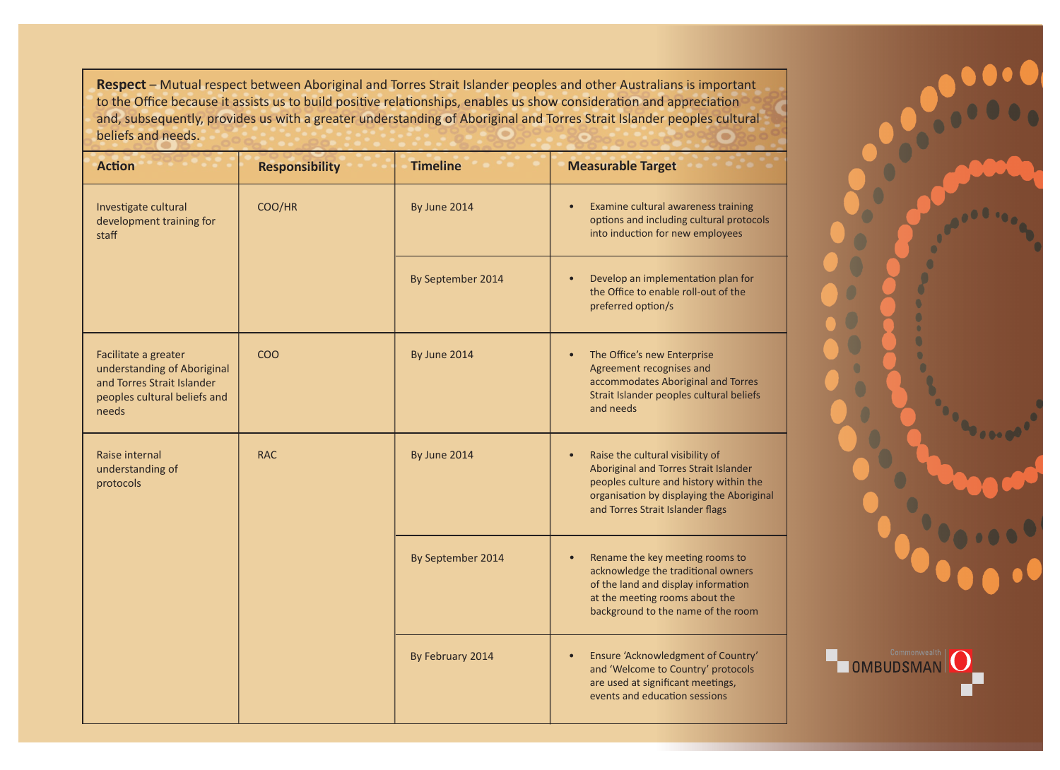**Respect** – Mutual respect between Aboriginal and Torres Strait Islander peoples and other Australians is important to the Office because it assists us to build positive relationships, enables us show consideration and appreciation and, subsequently, provides us with a greater understanding of Aboriginal and Torres Strait Islander peoples cultural beliefs and needs.

| Action | Responsibility | Timeline | Measurable Target |
|---|---|---|---|
| Investigate cultural development training for staff | COO/HR | By June 2014 | • Examine cultural awareness training options and including cultural protocols into induction for new employees |
| | | By September 2014 | • Develop an implementation plan for the Office to enable roll-out of the preferred option/s |
| Facilitate a greater understanding of Aboriginal and Torres Strait Islander peoples cultural beliefs and needs | COO | By June 2014 | • The Office's new Enterprise Agreement recognises and accommodates Aboriginal and Torres Strait Islander peoples cultural beliefs and needs |
| Raise internal understanding of protocols | RAC | By June 2014 | • Raise the cultural visibility of Aboriginal and Torres Strait Islander peoples culture and history within the organisation by displaying the Aboriginal and Torres Strait Islander flags |
| | | By September 2014 | • Rename the key meeting rooms to acknowledge the traditional owners of the land and display information at the meeting rooms about the background to the name of the room |
| | | By February 2014 | • Ensure 'Acknowledgment of Country' and 'Welcome to Country' protocols are used at significant meetings, events and education sessions |

Commonwealth OMBUDSMAN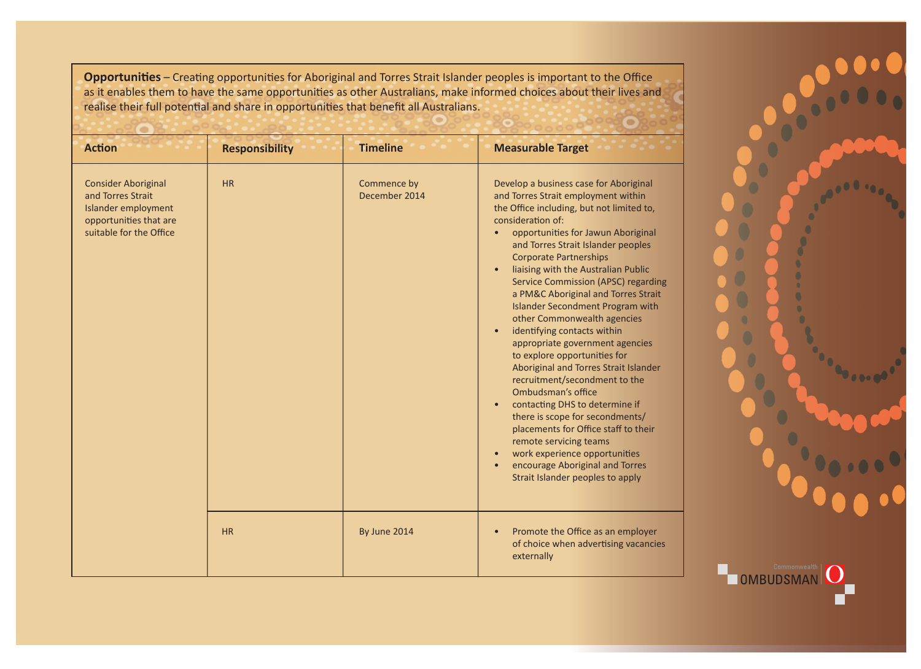**Opportunities** – Creating opportunities for Aboriginal and Torres Strait Islander peoples is important to the Office as it enables them to have the same opportunities as other Australians, make informed choices about their lives and realise their full potential and share in opportunities that benefit all Australians.

| Action | Responsibility | Timeline | Measurable Target |
|---|---|---|---|
| Consider Aboriginal and Torres Strait Islander employment opportunities that are suitable for the Office | HR | Commence by December 2014 | Develop a business case for Aboriginal and Torres Strait employment within the Office including, but not limited to, consideration of:<br>• opportunities for Jawun Aboriginal and Torres Strait Islander peoples Corporate Partnerships<br>• liaising with the Australian Public Service Commission (APSC) regarding a PM&C Aboriginal and Torres Strait Islander Secondment Program with other Commonwealth agencies<br>• identifying contacts within appropriate government agencies to explore opportunities for Aboriginal and Torres Strait Islander recruitment/secondment to the Ombudsman's office<br>• contacting DHS to determine if there is scope for secondments/ placements for Office staff to their remote servicing teams<br>• work experience opportunities<br>• encourage Aboriginal and Torres Strait Islander peoples to apply |
| | HR | By June 2014 | • Promote the Office as an employer of choice when advertising vacancies externally |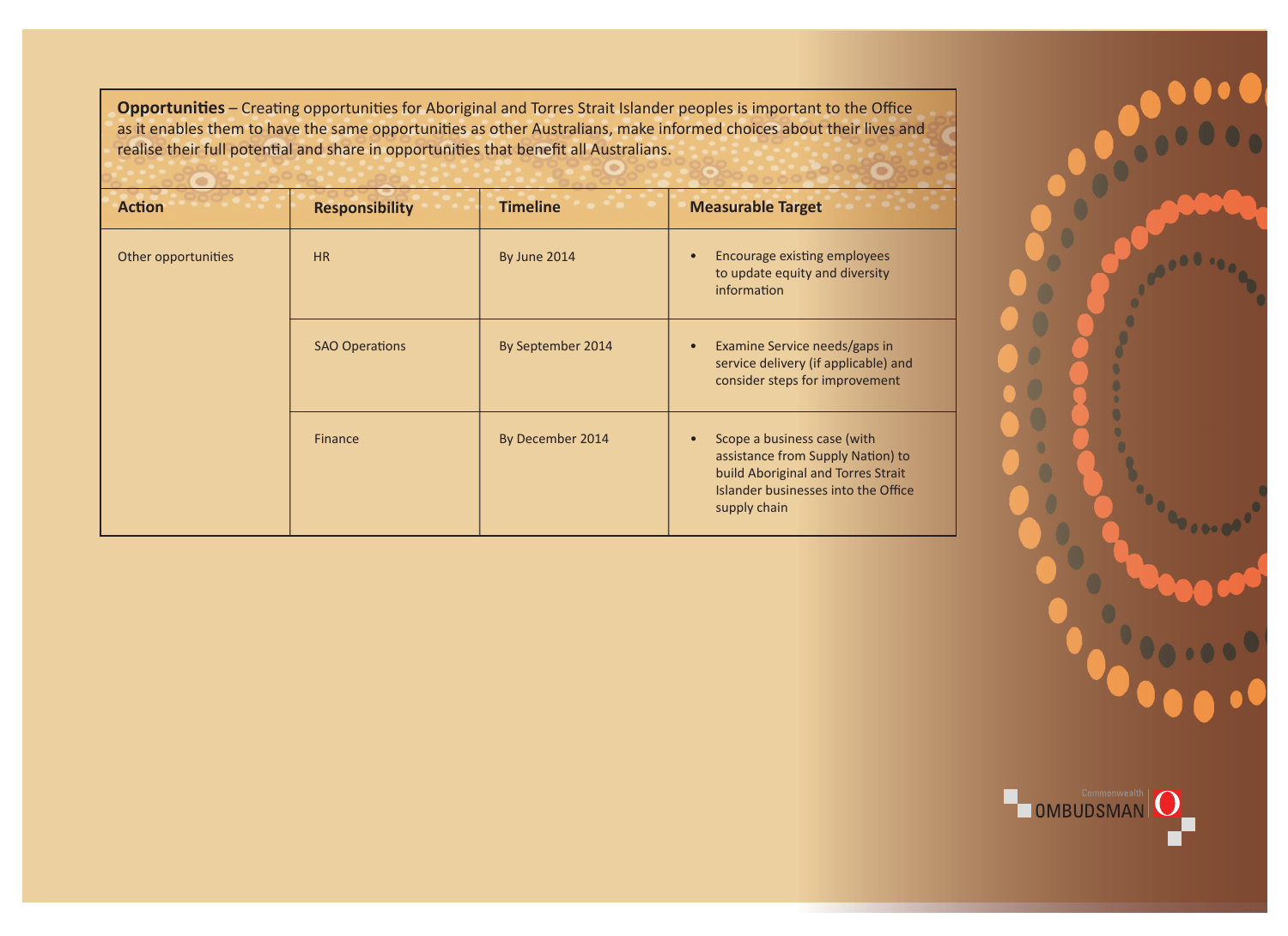**Opportunities** – Creating opportunities for Aboriginal and Torres Strait Islander peoples is important to the Office as it enables them to have the same opportunities as other Australians, make informed choices about their lives and realise their full potential and share in opportunities that benefit all Australians.

| Action | Responsibility | Timeline | Measurable Target |
|---|---|---|---|
| Other opportunities | HR | By June 2014 | • Encourage existing employees to update equity and diversity information |
| | SAO Operations | By September 2014 | • Examine Service needs/gaps in service delivery (if applicable) and consider steps for improvement |
| | Finance | By December 2014 | • Scope a business case (with assistance from Supply Nation) to build Aboriginal and Torres Strait Islander businesses into the Office supply chain |

Commonwealth OMBUDSMAN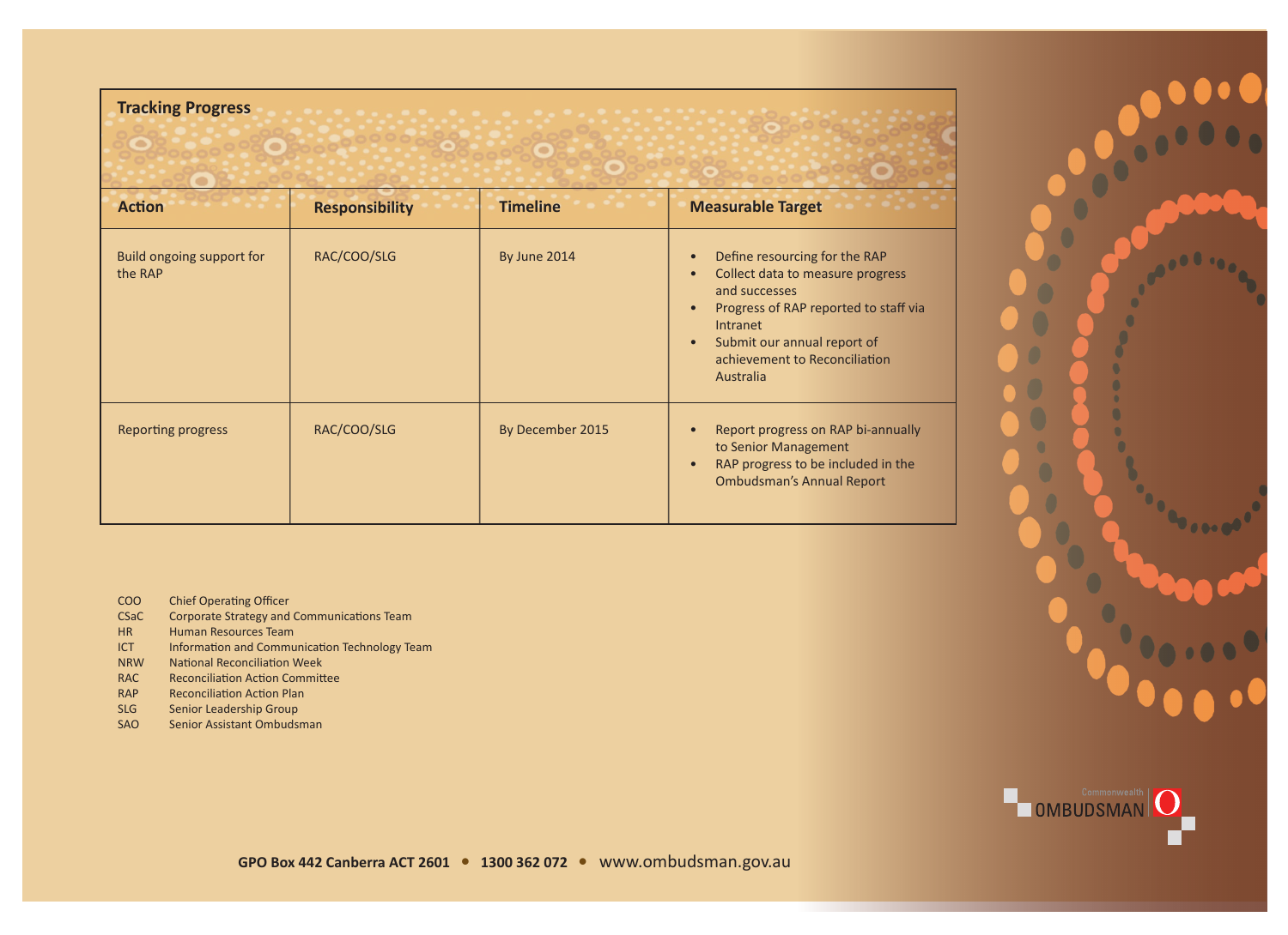## Tracking Progress

| Action | Responsibility | Timeline | Measurable Target |
|---|---|---|---|
| Build ongoing support for the RAP | RAC/COO/SLG | By June 2014 | • Define resourcing for the RAP<br>• Collect data to measure progress and successes<br>• Progress of RAP reported to staff via Intranet<br>• Submit our annual report of achievement to Reconciliation Australia |
| Reporting progress | RAC/COO/SLG | By December 2015 | • Report progress on RAP bi-annually to Senior Management<br>• RAP progress to be included in the Ombudsman's Annual Report |

| | |
|---|---|
| COO | Chief Operating Officer |
| CSaC | Corporate Strategy and Communications Team |
| HR | Human Resources Team |
| ICT | Information and Communication Technology Team |
| NRW | National Reconciliation Week |
| RAC | Reconciliation Action Committee |
| RAP | Reconciliation Action Plan |
| SLG | Senior Leadership Group |
| SAO | Senior Assistant Ombudsman |

Commonwealth OMBUDSMAN

**GPO Box 442 Canberra ACT 2601 • 1300 362 072 •** www.ombudsman.gov.au